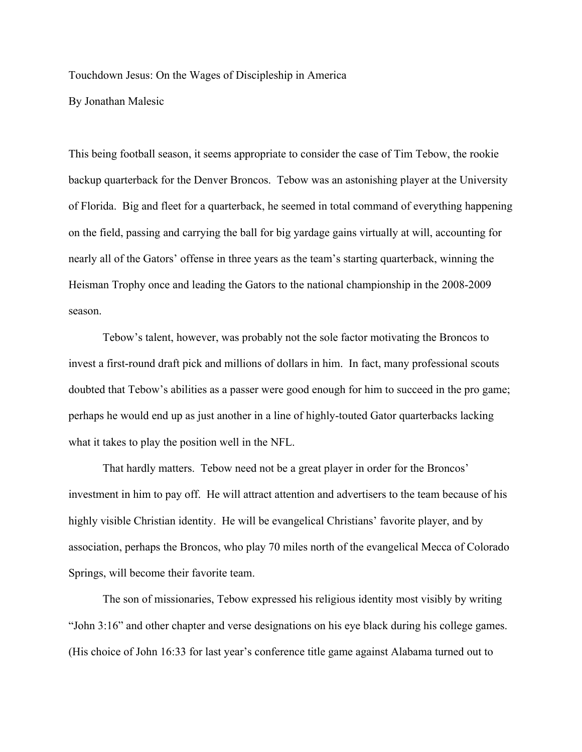# Touchdown Jesus: On the Wages of Discipleship in America

By Jonathan Malesic

This being football season, it seems appropriate to consider the case of Tim Tebow, the rookie backup quarterback for the Denver Broncos. Tebow was an astonishing player at the University of Florida. Big and fleet for a quarterback, he seemed in total command of everything happening on the field, passing and carrying the ball for big yardage gains virtually at will, accounting for nearly all of the Gators' offense in three years as the team's starting quarterback, winning the Heisman Trophy once and leading the Gators to the national championship in the 2008-2009 season.

Tebow's talent, however, was probably not the sole factor motivating the Broncos to invest a first-round draft pick and millions of dollars in him. In fact, many professional scouts doubted that Tebow's abilities as a passer were good enough for him to succeed in the pro game; perhaps he would end up as just another in a line of highly-touted Gator quarterbacks lacking what it takes to play the position well in the NFL.

That hardly matters. Tebow need not be a great player in order for the Broncos' investment in him to pay off. He will attract attention and advertisers to the team because of his highly visible Christian identity. He will be evangelical Christians' favorite player, and by association, perhaps the Broncos, who play 70 miles north of the evangelical Mecca of Colorado Springs, will become their favorite team.

The son of missionaries, Tebow expressed his religious identity most visibly by writing "John 3:16" and other chapter and verse designations on his eye black during his college games. (His choice of John 16:33 for last year's conference title game against Alabama turned out to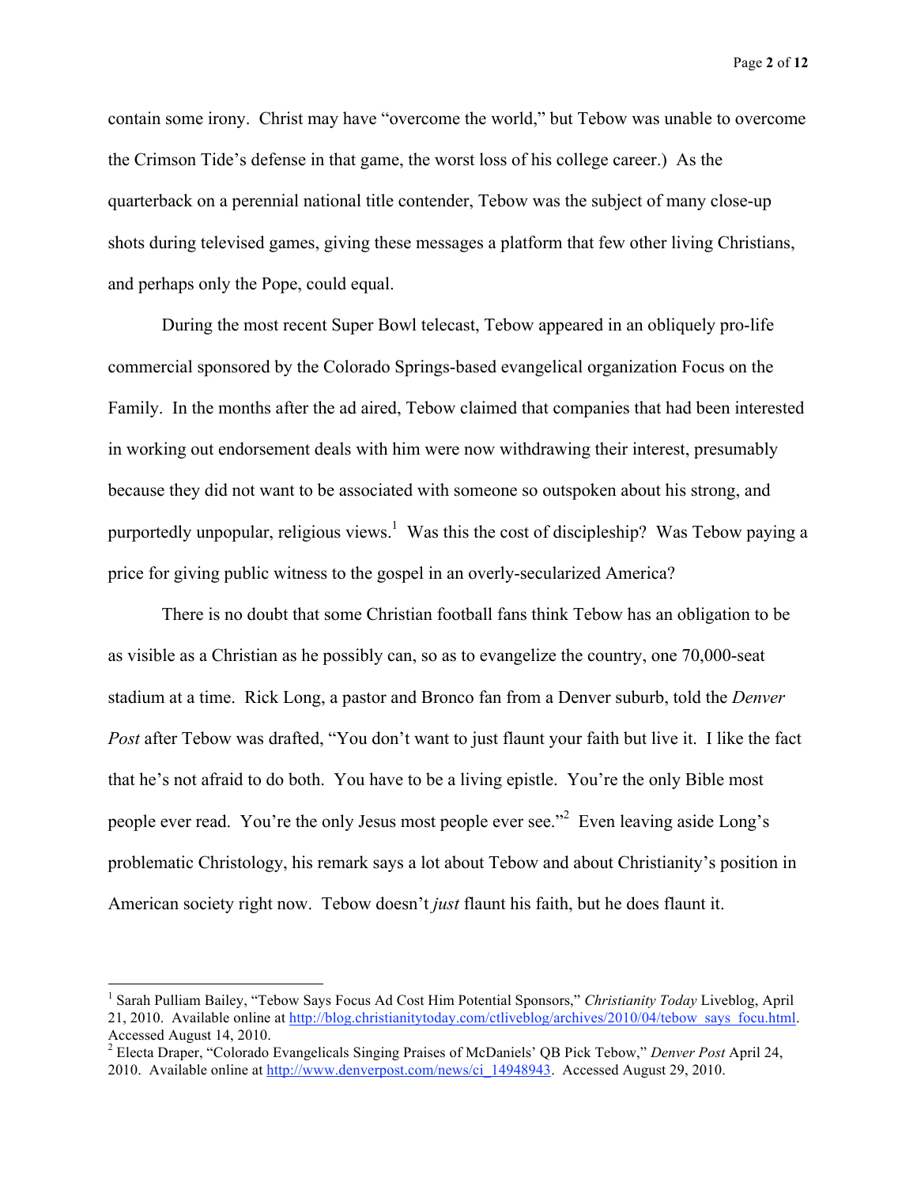contain some irony. Christ may have "overcome the world," but Tebow was unable to overcome the Crimson Tide's defense in that game, the worst loss of his college career.) As the quarterback on a perennial national title contender, Tebow was the subject of many close-up shots during televised games, giving these messages a platform that few other living Christians, and perhaps only the Pope, could equal.

During the most recent Super Bowl telecast, Tebow appeared in an obliquely pro-life commercial sponsored by the Colorado Springs-based evangelical organization Focus on the Family. In the months after the ad aired, Tebow claimed that companies that had been interested in working out endorsement deals with him were now withdrawing their interest, presumably because they did not want to be associated with someone so outspoken about his strong, and purportedly unpopular, religious views.[1] Was this the cost of discipleship? Was Tebow paying a price for giving public witness to the gospel in an overly-secularized America?

There is no doubt that some Christian football fans think Tebow has an obligation to be as visible as a Christian as he possibly can, so as to evangelize the country, one 70,000-seat stadium at a time. Rick Long, a pastor and Bronco fan from a Denver suburb, told the *Denver Post* after Tebow was drafted, "You don't want to just flaunt your faith but live it. I like the fact that he's not afraid to do both. You have to be a living epistle. You're the only Bible most people ever read. You're the only Jesus most people ever see."[2] Even leaving aside Long's problematic Christology, his remark says a lot about Tebow and about Christianity's position in American society right now. Tebow doesn't *just* flaunt his faith, but he does flaunt it.

---

[1] Sarah Pulliam Bailey, "Tebow Says Focus Ad Cost Him Potential Sponsors," *Christianity Today* Liveblog, April 21, 2010. Available online at http://blog.christianitytoday.com/ctliveblog/archives/2010/04/tebow_says_focu.html. Accessed August 14, 2010.

[2] Electa Draper, "Colorado Evangelicals Singing Praises of McDaniels' QB Pick Tebow," *Denver Post* April 24, 2010. Available online at http://www.denverpost.com/news/ci_14948943. Accessed August 29, 2010.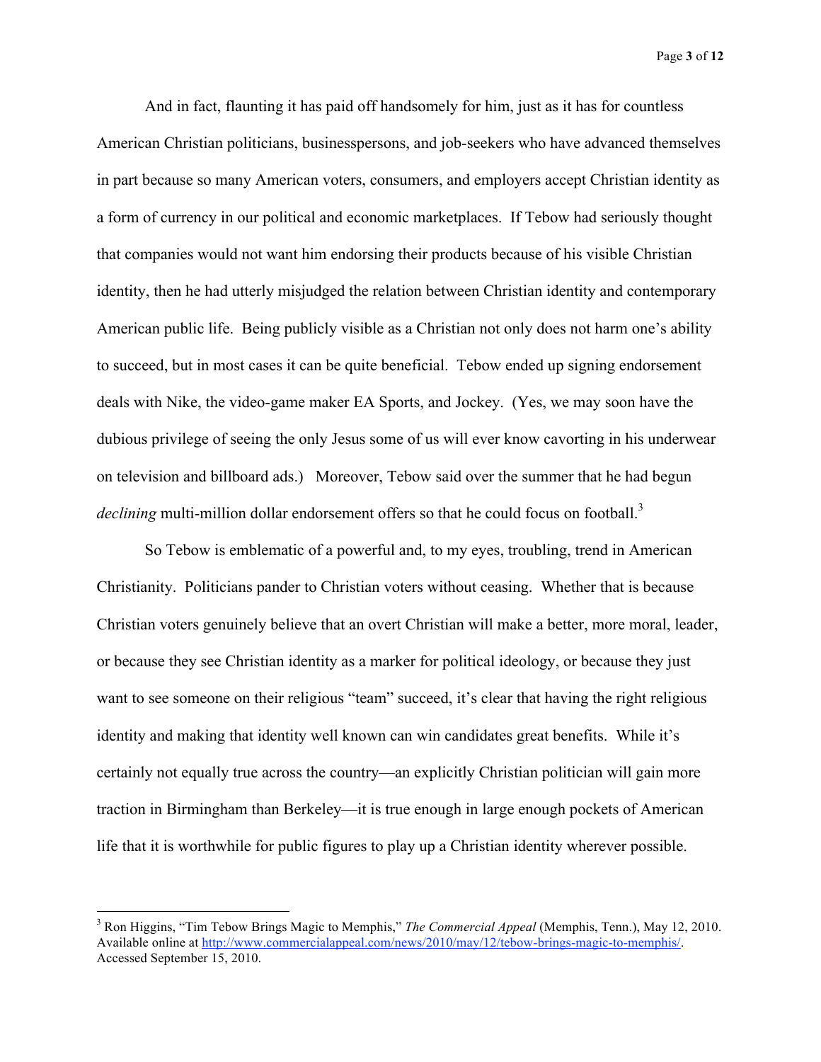And in fact, flaunting it has paid off handsomely for him, just as it has for countless American Christian politicians, businesspersons, and job-seekers who have advanced themselves in part because so many American voters, consumers, and employers accept Christian identity as a form of currency in our political and economic marketplaces. If Tebow had seriously thought that companies would not want him endorsing their products because of his visible Christian identity, then he had utterly misjudged the relation between Christian identity and contemporary American public life. Being publicly visible as a Christian not only does not harm one's ability to succeed, but in most cases it can be quite beneficial. Tebow ended up signing endorsement deals with Nike, the video-game maker EA Sports, and Jockey. (Yes, we may soon have the dubious privilege of seeing the only Jesus some of us will ever know cavorting in his underwear on television and billboard ads.) Moreover, Tebow said over the summer that he had begun *declining* multi-million dollar endorsement offers so that he could focus on football.[3]

So Tebow is emblematic of a powerful and, to my eyes, troubling, trend in American Christianity. Politicians pander to Christian voters without ceasing. Whether that is because Christian voters genuinely believe that an overt Christian will make a better, more moral, leader, or because they see Christian identity as a marker for political ideology, or because they just want to see someone on their religious "team" succeed, it's clear that having the right religious identity and making that identity well known can win candidates great benefits. While it's certainly not equally true across the country—an explicitly Christian politician will gain more traction in Birmingham than Berkeley—it is true enough in large enough pockets of American life that it is worthwhile for public figures to play up a Christian identity wherever possible.

---

[3] Ron Higgins, "Tim Tebow Brings Magic to Memphis," *The Commercial Appeal* (Memphis, Tenn.), May 12, 2010. Available online at http://www.commercialappeal.com/news/2010/may/12/tebow-brings-magic-to-memphis/. Accessed September 15, 2010.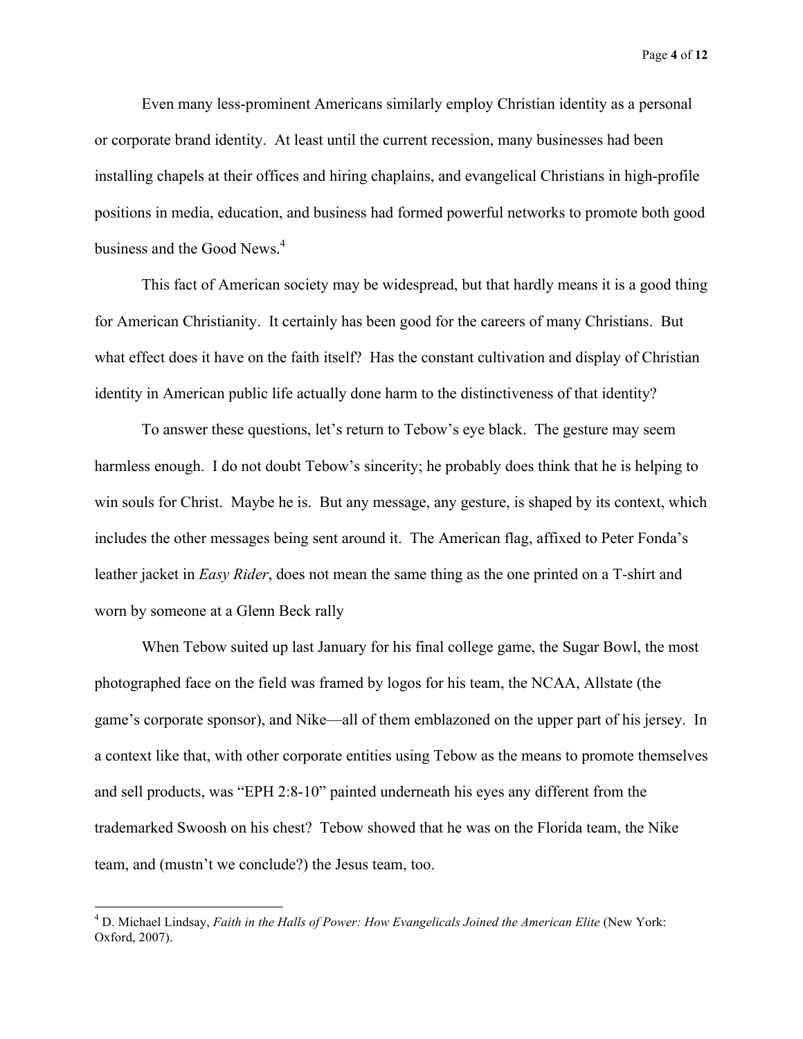Even many less-prominent Americans similarly employ Christian identity as a personal or corporate brand identity. At least until the current recession, many businesses had been installing chapels at their offices and hiring chaplains, and evangelical Christians in high-profile positions in media, education, and business had formed powerful networks to promote both good business and the Good News.[4]

This fact of American society may be widespread, but that hardly means it is a good thing for American Christianity. It certainly has been good for the careers of many Christians. But what effect does it have on the faith itself? Has the constant cultivation and display of Christian identity in American public life actually done harm to the distinctiveness of that identity?

To answer these questions, let's return to Tebow's eye black. The gesture may seem harmless enough. I do not doubt Tebow's sincerity; he probably does think that he is helping to win souls for Christ. Maybe he is. But any message, any gesture, is shaped by its context, which includes the other messages being sent around it. The American flag, affixed to Peter Fonda's leather jacket in *Easy Rider*, does not mean the same thing as the one printed on a T-shirt and worn by someone at a Glenn Beck rally

When Tebow suited up last January for his final college game, the Sugar Bowl, the most photographed face on the field was framed by logos for his team, the NCAA, Allstate (the game's corporate sponsor), and Nike—all of them emblazoned on the upper part of his jersey. In a context like that, with other corporate entities using Tebow as the means to promote themselves and sell products, was "EPH 2:8-10" painted underneath his eyes any different from the trademarked Swoosh on his chest? Tebow showed that he was on the Florida team, the Nike team, and (mustn't we conclude?) the Jesus team, too.

[4] D. Michael Lindsay, *Faith in the Halls of Power: How Evangelicals Joined the American Elite* (New York: Oxford, 2007).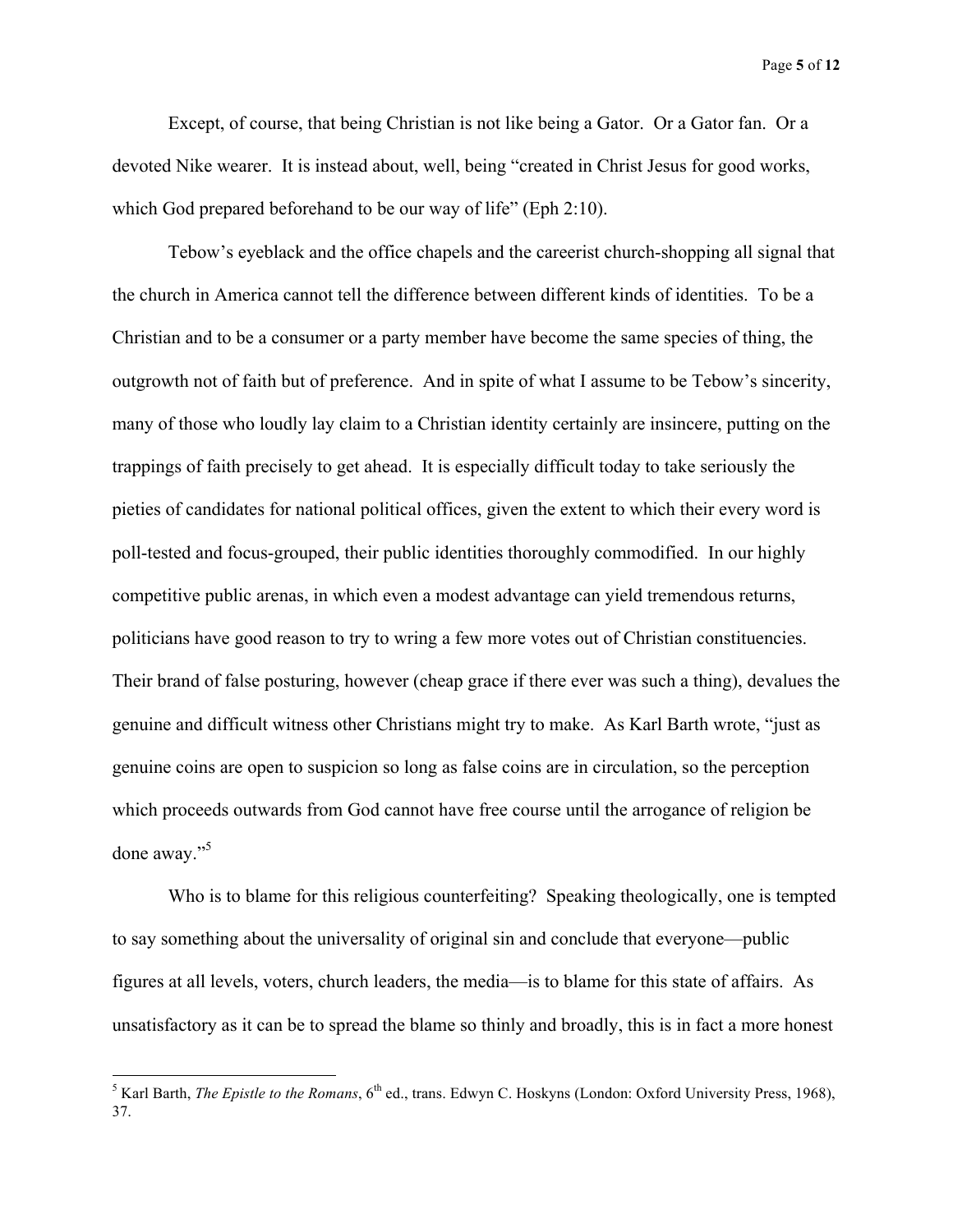Except, of course, that being Christian is not like being a Gator. Or a Gator fan. Or a devoted Nike wearer. It is instead about, well, being "created in Christ Jesus for good works, which God prepared beforehand to be our way of life" (Eph 2:10).

Tebow's eyeblack and the office chapels and the careerist church-shopping all signal that the church in America cannot tell the difference between different kinds of identities. To be a Christian and to be a consumer or a party member have become the same species of thing, the outgrowth not of faith but of preference. And in spite of what I assume to be Tebow's sincerity, many of those who loudly lay claim to a Christian identity certainly are insincere, putting on the trappings of faith precisely to get ahead. It is especially difficult today to take seriously the pieties of candidates for national political offices, given the extent to which their every word is poll-tested and focus-grouped, their public identities thoroughly commodified. In our highly competitive public arenas, in which even a modest advantage can yield tremendous returns, politicians have good reason to try to wring a few more votes out of Christian constituencies. Their brand of false posturing, however (cheap grace if there ever was such a thing), devalues the genuine and difficult witness other Christians might try to make. As Karl Barth wrote, "just as genuine coins are open to suspicion so long as false coins are in circulation, so the perception which proceeds outwards from God cannot have free course until the arrogance of religion be done away."[5]

Who is to blame for this religious counterfeiting? Speaking theologically, one is tempted to say something about the universality of original sin and conclude that everyone—public figures at all levels, voters, church leaders, the media—is to blame for this state of affairs. As unsatisfactory as it can be to spread the blame so thinly and broadly, this is in fact a more honest

---

[5] Karl Barth, *The Epistle to the Romans*, 6th ed., trans. Edwyn C. Hoskyns (London: Oxford University Press, 1968), 37.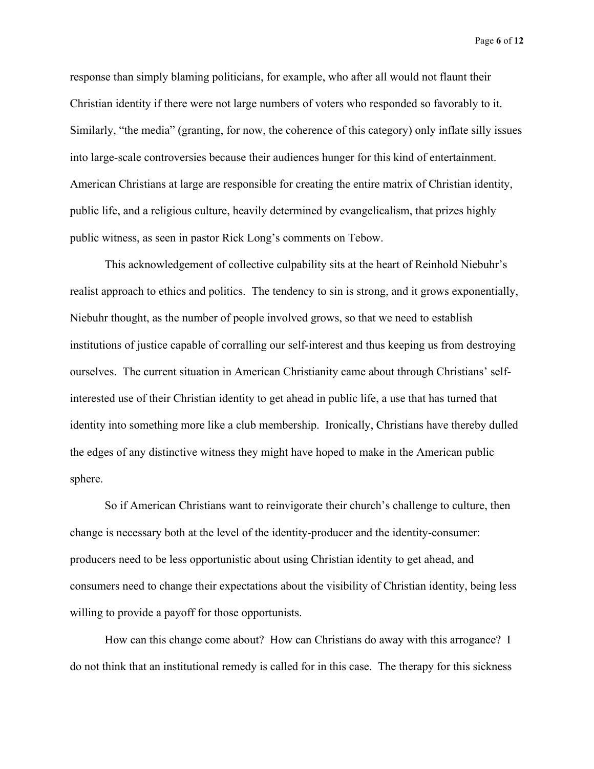response than simply blaming politicians, for example, who after all would not flaunt their Christian identity if there were not large numbers of voters who responded so favorably to it. Similarly, "the media" (granting, for now, the coherence of this category) only inflate silly issues into large-scale controversies because their audiences hunger for this kind of entertainment. American Christians at large are responsible for creating the entire matrix of Christian identity, public life, and a religious culture, heavily determined by evangelicalism, that prizes highly public witness, as seen in pastor Rick Long's comments on Tebow.

This acknowledgement of collective culpability sits at the heart of Reinhold Niebuhr's realist approach to ethics and politics. The tendency to sin is strong, and it grows exponentially, Niebuhr thought, as the number of people involved grows, so that we need to establish institutions of justice capable of corralling our self-interest and thus keeping us from destroying ourselves. The current situation in American Christianity came about through Christians' self-interested use of their Christian identity to get ahead in public life, a use that has turned that identity into something more like a club membership. Ironically, Christians have thereby dulled the edges of any distinctive witness they might have hoped to make in the American public sphere.

So if American Christians want to reinvigorate their church's challenge to culture, then change is necessary both at the level of the identity-producer and the identity-consumer: producers need to be less opportunistic about using Christian identity to get ahead, and consumers need to change their expectations about the visibility of Christian identity, being less willing to provide a payoff for those opportunists.

How can this change come about? How can Christians do away with this arrogance? I do not think that an institutional remedy is called for in this case. The therapy for this sickness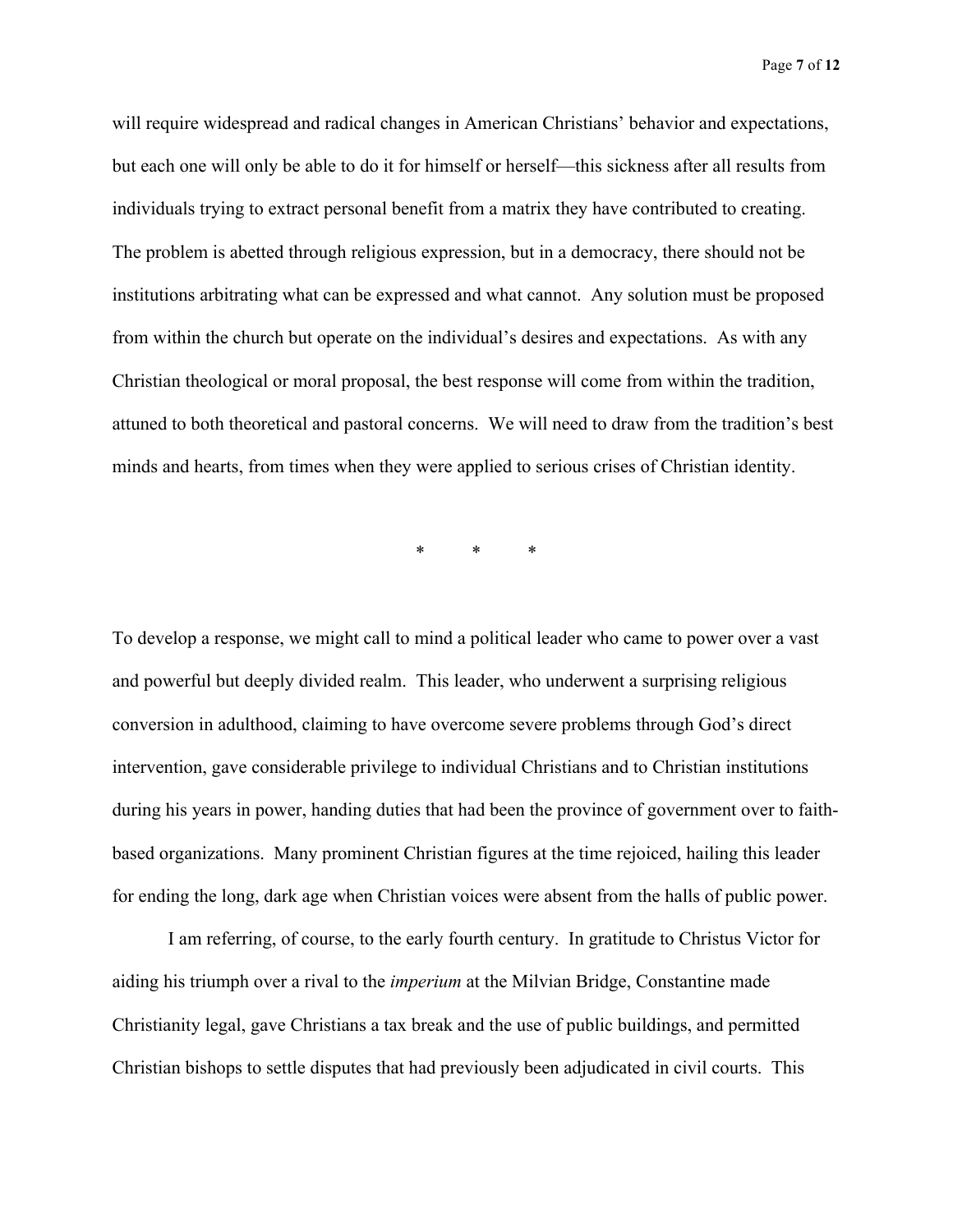will require widespread and radical changes in American Christians' behavior and expectations, but each one will only be able to do it for himself or herself—this sickness after all results from individuals trying to extract personal benefit from a matrix they have contributed to creating. The problem is abetted through religious expression, but in a democracy, there should not be institutions arbitrating what can be expressed and what cannot. Any solution must be proposed from within the church but operate on the individual's desires and expectations. As with any Christian theological or moral proposal, the best response will come from within the tradition, attuned to both theoretical and pastoral concerns. We will need to draw from the tradition's best minds and hearts, from times when they were applied to serious crises of Christian identity.

\* \* \*

To develop a response, we might call to mind a political leader who came to power over a vast and powerful but deeply divided realm. This leader, who underwent a surprising religious conversion in adulthood, claiming to have overcome severe problems through God's direct intervention, gave considerable privilege to individual Christians and to Christian institutions during his years in power, handing duties that had been the province of government over to faith-based organizations. Many prominent Christian figures at the time rejoiced, hailing this leader for ending the long, dark age when Christian voices were absent from the halls of public power.

I am referring, of course, to the early fourth century. In gratitude to Christus Victor for aiding his triumph over a rival to the *imperium* at the Milvian Bridge, Constantine made Christianity legal, gave Christians a tax break and the use of public buildings, and permitted Christian bishops to settle disputes that had previously been adjudicated in civil courts. This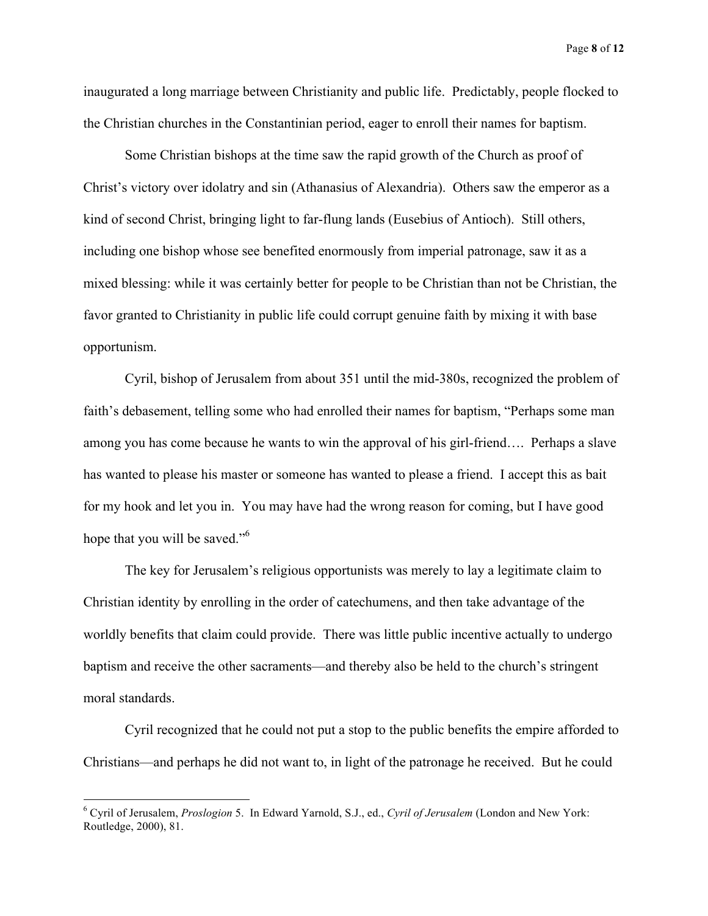inaugurated a long marriage between Christianity and public life. Predictably, people flocked to the Christian churches in the Constantinian period, eager to enroll their names for baptism.

Some Christian bishops at the time saw the rapid growth of the Church as proof of Christ's victory over idolatry and sin (Athanasius of Alexandria). Others saw the emperor as a kind of second Christ, bringing light to far-flung lands (Eusebius of Antioch). Still others, including one bishop whose see benefited enormously from imperial patronage, saw it as a mixed blessing: while it was certainly better for people to be Christian than not be Christian, the favor granted to Christianity in public life could corrupt genuine faith by mixing it with base opportunism.

Cyril, bishop of Jerusalem from about 351 until the mid-380s, recognized the problem of faith's debasement, telling some who had enrolled their names for baptism, "Perhaps some man among you has come because he wants to win the approval of his girl-friend…. Perhaps a slave has wanted to please his master or someone has wanted to please a friend. I accept this as bait for my hook and let you in. You may have had the wrong reason for coming, but I have good hope that you will be saved."[6]

The key for Jerusalem's religious opportunists was merely to lay a legitimate claim to Christian identity by enrolling in the order of catechumens, and then take advantage of the worldly benefits that claim could provide. There was little public incentive actually to undergo baptism and receive the other sacraments—and thereby also be held to the church's stringent moral standards.

Cyril recognized that he could not put a stop to the public benefits the empire afforded to Christians—and perhaps he did not want to, in light of the patronage he received. But he could

---

[6] Cyril of Jerusalem, *Proslogion* 5. In Edward Yarnold, S.J., ed., *Cyril of Jerusalem* (London and New York: Routledge, 2000), 81.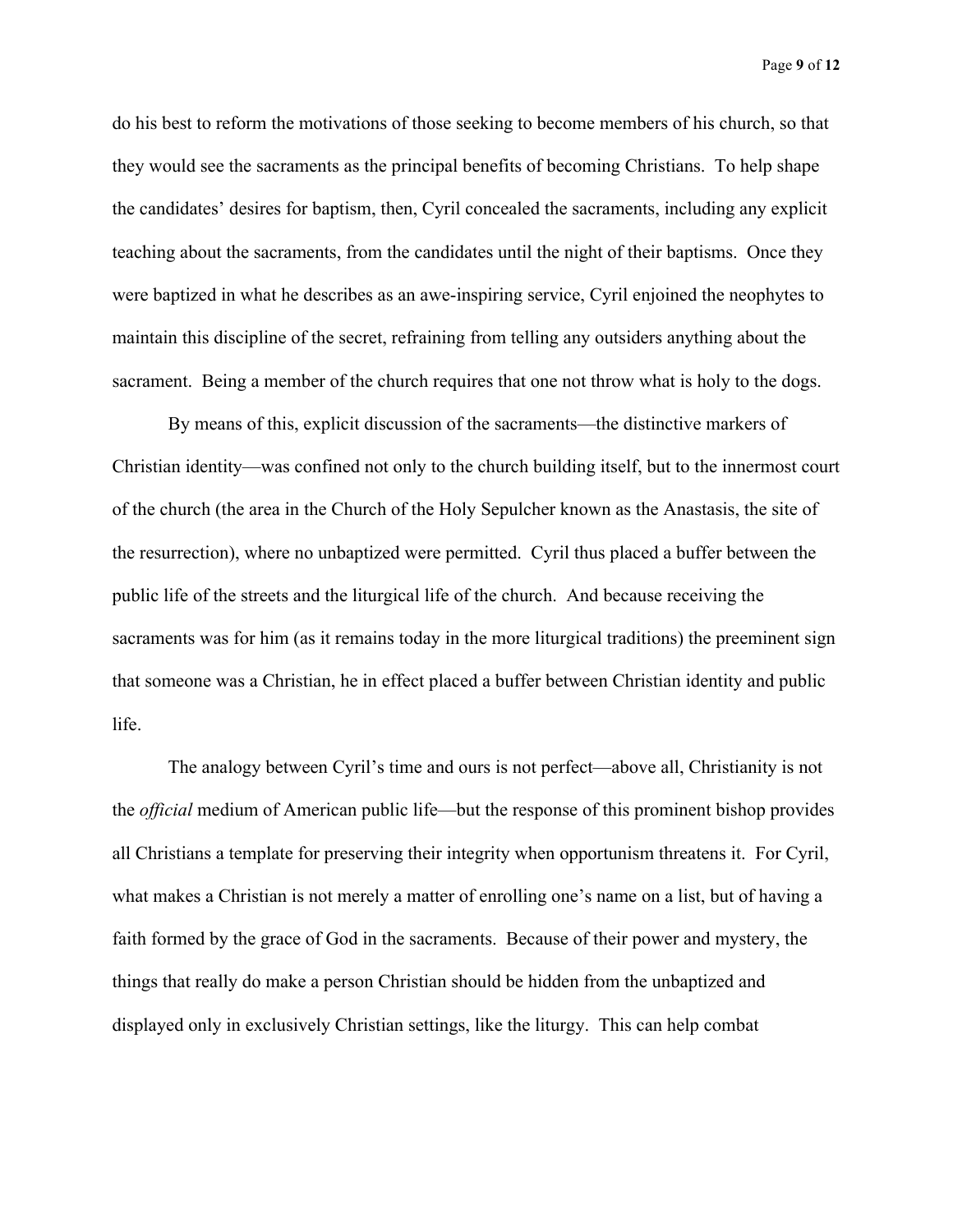do his best to reform the motivations of those seeking to become members of his church, so that they would see the sacraments as the principal benefits of becoming Christians. To help shape the candidates' desires for baptism, then, Cyril concealed the sacraments, including any explicit teaching about the sacraments, from the candidates until the night of their baptisms. Once they were baptized in what he describes as an awe-inspiring service, Cyril enjoined the neophytes to maintain this discipline of the secret, refraining from telling any outsiders anything about the sacrament. Being a member of the church requires that one not throw what is holy to the dogs.

By means of this, explicit discussion of the sacraments—the distinctive markers of Christian identity—was confined not only to the church building itself, but to the innermost court of the church (the area in the Church of the Holy Sepulcher known as the Anastasis, the site of the resurrection), where no unbaptized were permitted. Cyril thus placed a buffer between the public life of the streets and the liturgical life of the church. And because receiving the sacraments was for him (as it remains today in the more liturgical traditions) the preeminent sign that someone was a Christian, he in effect placed a buffer between Christian identity and public life.

The analogy between Cyril's time and ours is not perfect—above all, Christianity is not the *official* medium of American public life—but the response of this prominent bishop provides all Christians a template for preserving their integrity when opportunism threatens it. For Cyril, what makes a Christian is not merely a matter of enrolling one's name on a list, but of having a faith formed by the grace of God in the sacraments. Because of their power and mystery, the things that really do make a person Christian should be hidden from the unbaptized and displayed only in exclusively Christian settings, like the liturgy. This can help combat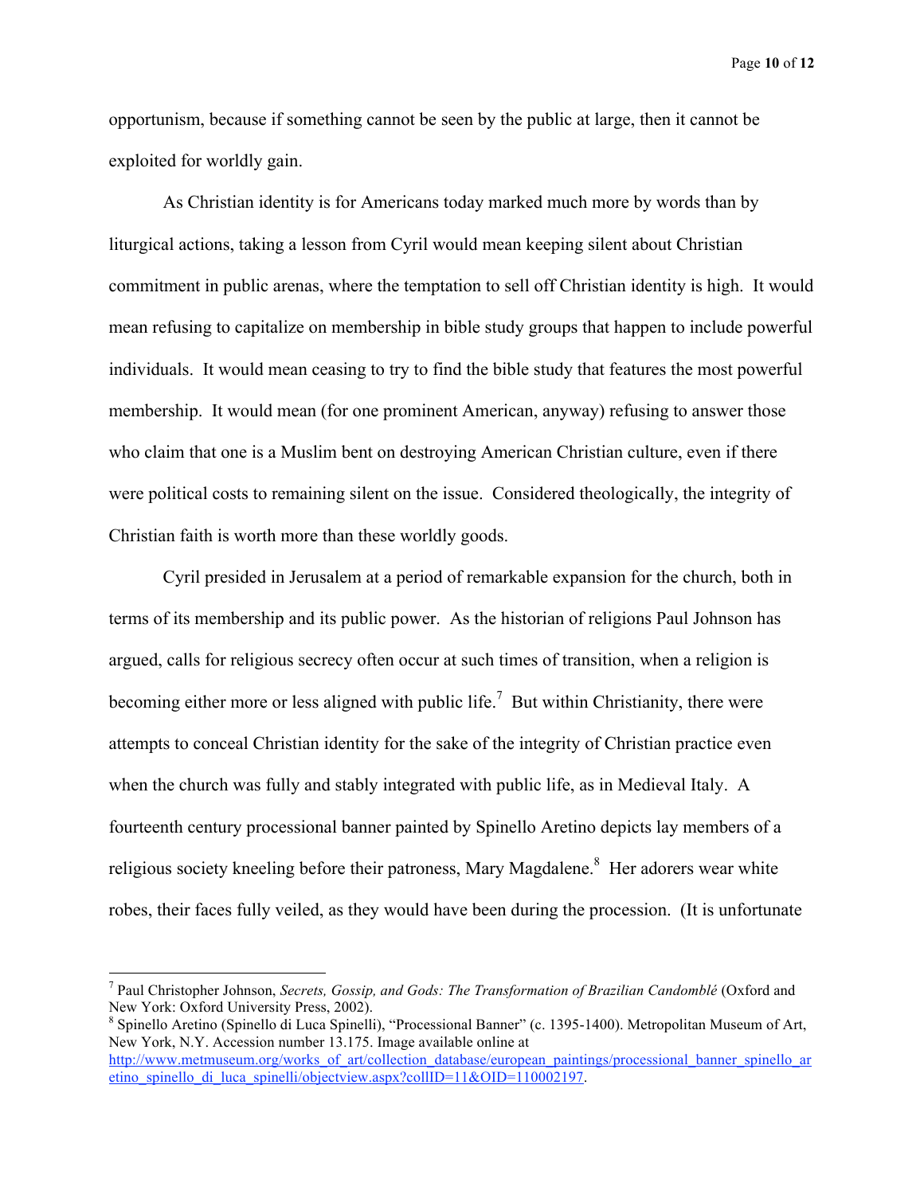opportunism, because if something cannot be seen by the public at large, then it cannot be exploited for worldly gain.

As Christian identity is for Americans today marked much more by words than by liturgical actions, taking a lesson from Cyril would mean keeping silent about Christian commitment in public arenas, where the temptation to sell off Christian identity is high. It would mean refusing to capitalize on membership in bible study groups that happen to include powerful individuals. It would mean ceasing to try to find the bible study that features the most powerful membership. It would mean (for one prominent American, anyway) refusing to answer those who claim that one is a Muslim bent on destroying American Christian culture, even if there were political costs to remaining silent on the issue. Considered theologically, the integrity of Christian faith is worth more than these worldly goods.

Cyril presided in Jerusalem at a period of remarkable expansion for the church, both in terms of its membership and its public power. As the historian of religions Paul Johnson has argued, calls for religious secrecy often occur at such times of transition, when a religion is becoming either more or less aligned with public life.[7] But within Christianity, there were attempts to conceal Christian identity for the sake of the integrity of Christian practice even when the church was fully and stably integrated with public life, as in Medieval Italy. A fourteenth century processional banner painted by Spinello Aretino depicts lay members of a religious society kneeling before their patroness, Mary Magdalene.[8] Her adorers wear white robes, their faces fully veiled, as they would have been during the procession. (It is unfortunate

---

[7] Paul Christopher Johnson, *Secrets, Gossip, and Gods: The Transformation of Brazilian Candomblé* (Oxford and New York: Oxford University Press, 2002).

[8] Spinello Aretino (Spinello di Luca Spinelli), "Processional Banner" (c. 1395-1400). Metropolitan Museum of Art, New York, N.Y. Accession number 13.175. Image available online at http://www.metmuseum.org/works_of_art/collection_database/european_paintings/processional_banner_spinello_aretino_spinello_di_luca_spinelli/objectview.aspx?collID=11&OID=110002197.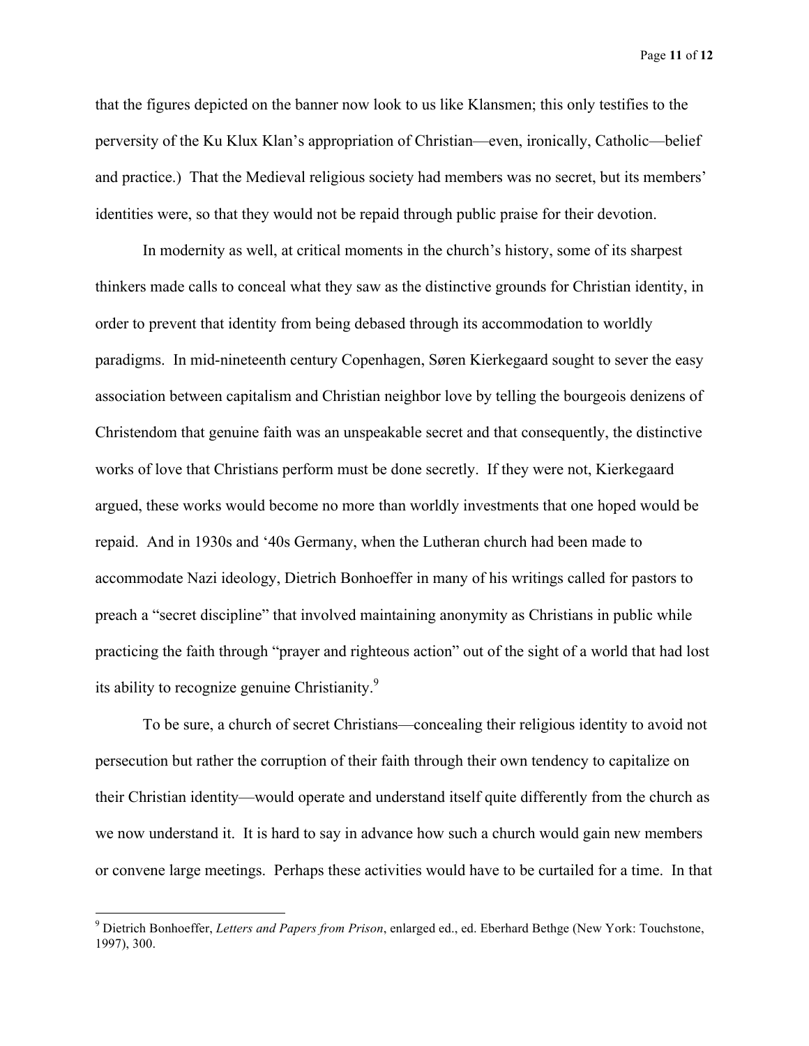that the figures depicted on the banner now look to us like Klansmen; this only testifies to the perversity of the Ku Klux Klan's appropriation of Christian—even, ironically, Catholic—belief and practice.) That the Medieval religious society had members was no secret, but its members' identities were, so that they would not be repaid through public praise for their devotion.

In modernity as well, at critical moments in the church's history, some of its sharpest thinkers made calls to conceal what they saw as the distinctive grounds for Christian identity, in order to prevent that identity from being debased through its accommodation to worldly paradigms. In mid-nineteenth century Copenhagen, Søren Kierkegaard sought to sever the easy association between capitalism and Christian neighbor love by telling the bourgeois denizens of Christendom that genuine faith was an unspeakable secret and that consequently, the distinctive works of love that Christians perform must be done secretly. If they were not, Kierkegaard argued, these works would become no more than worldly investments that one hoped would be repaid. And in 1930s and '40s Germany, when the Lutheran church had been made to accommodate Nazi ideology, Dietrich Bonhoeffer in many of his writings called for pastors to preach a "secret discipline" that involved maintaining anonymity as Christians in public while practicing the faith through "prayer and righteous action" out of the sight of a world that had lost its ability to recognize genuine Christianity.[9]

To be sure, a church of secret Christians—concealing their religious identity to avoid not persecution but rather the corruption of their faith through their own tendency to capitalize on their Christian identity—would operate and understand itself quite differently from the church as we now understand it. It is hard to say in advance how such a church would gain new members or convene large meetings. Perhaps these activities would have to be curtailed for a time. In that

---

[9] Dietrich Bonhoeffer, *Letters and Papers from Prison*, enlarged ed., ed. Eberhard Bethge (New York: Touchstone, 1997), 300.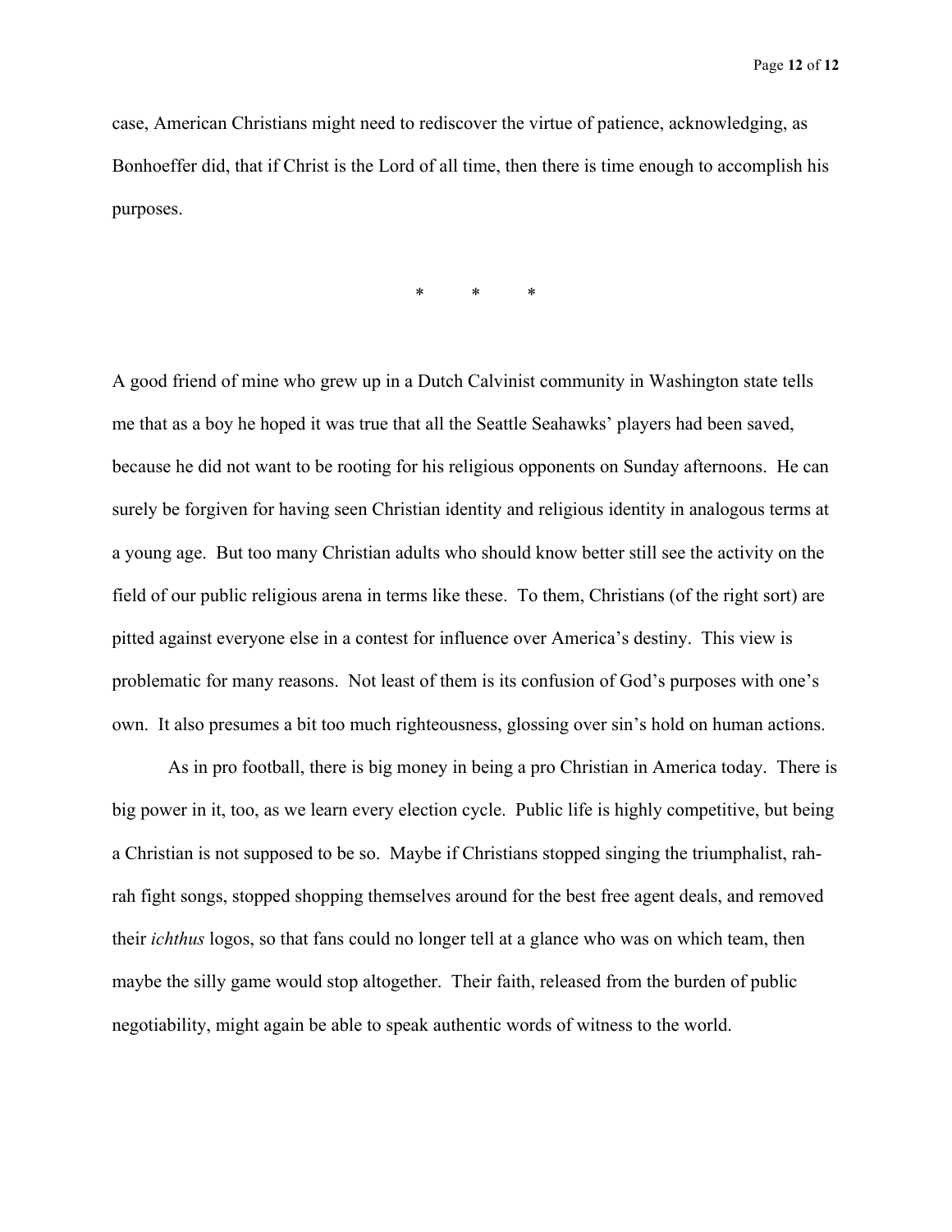case, American Christians might need to rediscover the virtue of patience, acknowledging, as Bonhoeffer did, that if Christ is the Lord of all time, then there is time enough to accomplish his purposes.

\*   \*   \*

A good friend of mine who grew up in a Dutch Calvinist community in Washington state tells me that as a boy he hoped it was true that all the Seattle Seahawks' players had been saved, because he did not want to be rooting for his religious opponents on Sunday afternoons. He can surely be forgiven for having seen Christian identity and religious identity in analogous terms at a young age. But too many Christian adults who should know better still see the activity on the field of our public religious arena in terms like these. To them, Christians (of the right sort) are pitted against everyone else in a contest for influence over America's destiny. This view is problematic for many reasons. Not least of them is its confusion of God's purposes with one's own. It also presumes a bit too much righteousness, glossing over sin's hold on human actions.

As in pro football, there is big money in being a pro Christian in America today. There is big power in it, too, as we learn every election cycle. Public life is highly competitive, but being a Christian is not supposed to be so. Maybe if Christians stopped singing the triumphalist, rah-rah fight songs, stopped shopping themselves around for the best free agent deals, and removed their *ichthus* logos, so that fans could no longer tell at a glance who was on which team, then maybe the silly game would stop altogether. Their faith, released from the burden of public negotiability, might again be able to speak authentic words of witness to the world.